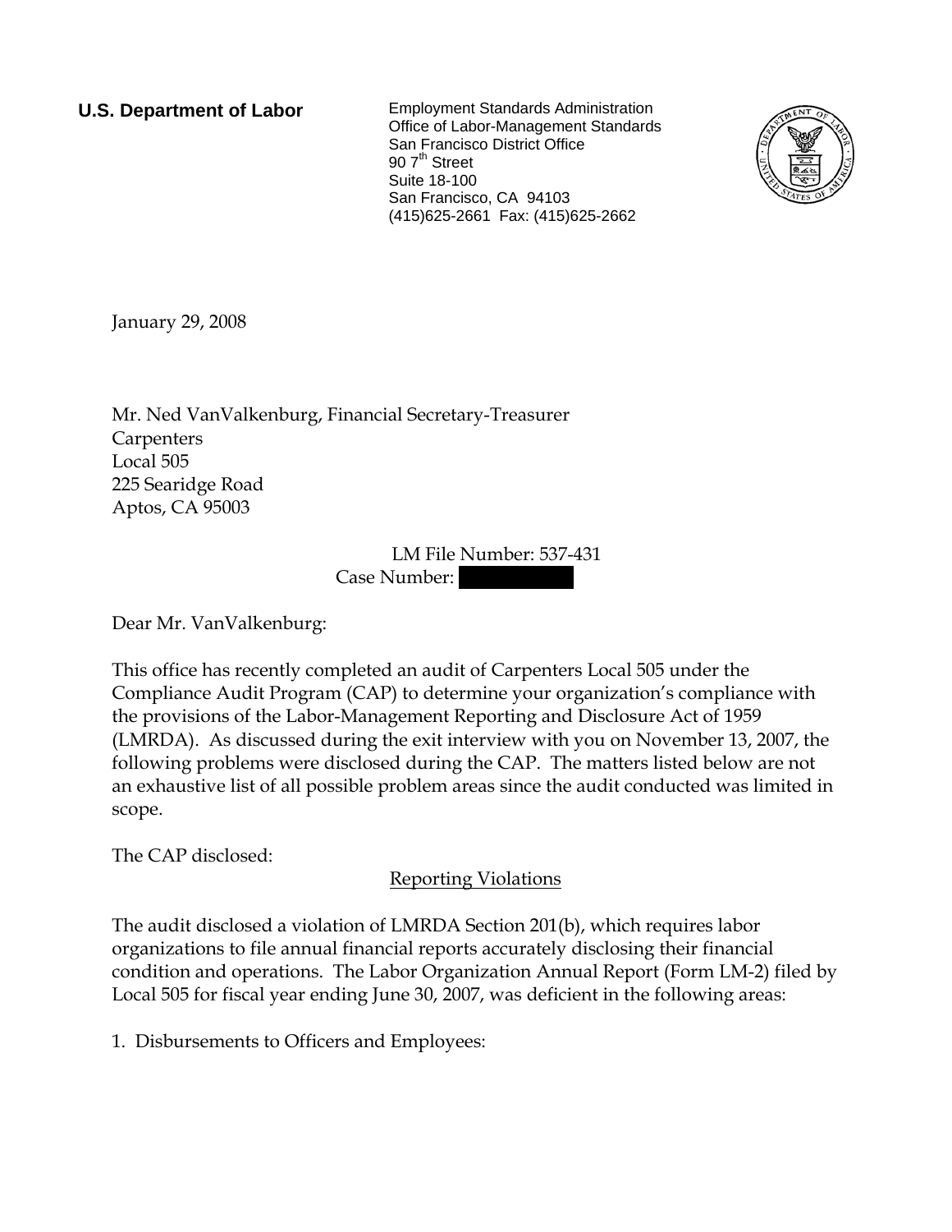**U.S. Department of Labor**

Employment Standards Administration
Office of Labor-Management Standards
San Francisco District Office
90 7th Street
Suite 18-100
San Francisco, CA 94103
(415)625-2661 Fax: (415)625-2662

January 29, 2008

Mr. Ned VanValkenburg, Financial Secretary-Treasurer
Carpenters
Local 505
225 Searidge Road
Aptos, CA 95003

LM File Number: 537-431
Case Number: [REDACTED]

Dear Mr. VanValkenburg:

This office has recently completed an audit of Carpenters Local 505 under the Compliance Audit Program (CAP) to determine your organization's compliance with the provisions of the Labor-Management Reporting and Disclosure Act of 1959 (LMRDA). As discussed during the exit interview with you on November 13, 2007, the following problems were disclosed during the CAP. The matters listed below are not an exhaustive list of all possible problem areas since the audit conducted was limited in scope.

The CAP disclosed:

Reporting Violations

The audit disclosed a violation of LMRDA Section 201(b), which requires labor organizations to file annual financial reports accurately disclosing their financial condition and operations. The Labor Organization Annual Report (Form LM-2) filed by Local 505 for fiscal year ending June 30, 2007, was deficient in the following areas:

1. Disbursements to Officers and Employees: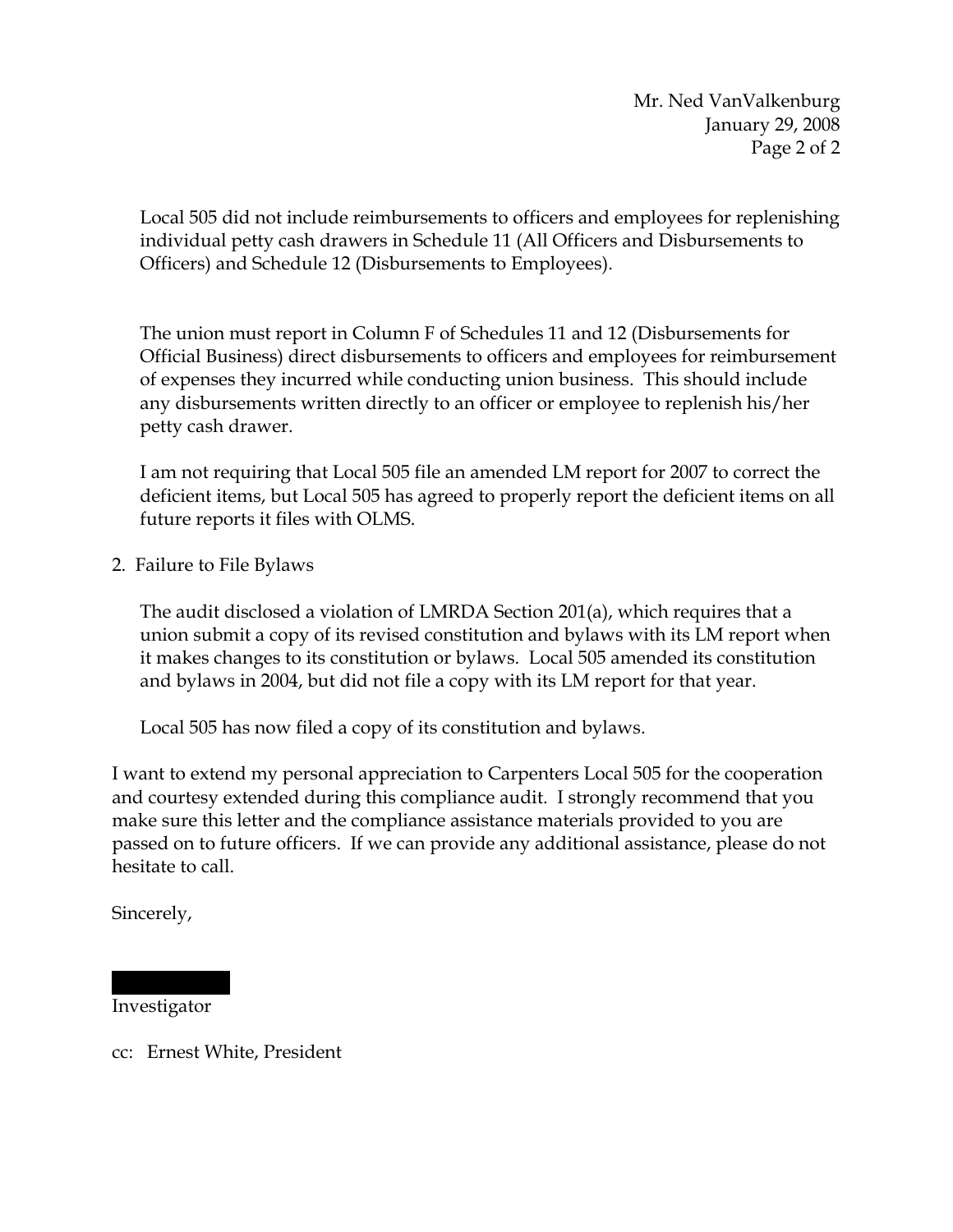Local 505 did not include reimbursements to officers and employees for replenishing individual petty cash drawers in Schedule 11 (All Officers and Disbursements to Officers) and Schedule 12 (Disbursements to Employees).

The union must report in Column F of Schedules 11 and 12 (Disbursements for Official Business) direct disbursements to officers and employees for reimbursement of expenses they incurred while conducting union business. This should include any disbursements written directly to an officer or employee to replenish his/her petty cash drawer.

I am not requiring that Local 505 file an amended LM report for 2007 to correct the deficient items, but Local 505 has agreed to properly report the deficient items on all future reports it files with OLMS.

2. Failure to File Bylaws

The audit disclosed a violation of LMRDA Section 201(a), which requires that a union submit a copy of its revised constitution and bylaws with its LM report when it makes changes to its constitution or bylaws. Local 505 amended its constitution and bylaws in 2004, but did not file a copy with its LM report for that year.

Local 505 has now filed a copy of its constitution and bylaws.

I want to extend my personal appreciation to Carpenters Local 505 for the cooperation and courtesy extended during this compliance audit. I strongly recommend that you make sure this letter and the compliance assistance materials provided to you are passed on to future officers. If we can provide any additional assistance, please do not hesitate to call.

Sincerely,

Investigator

cc: Ernest White, President